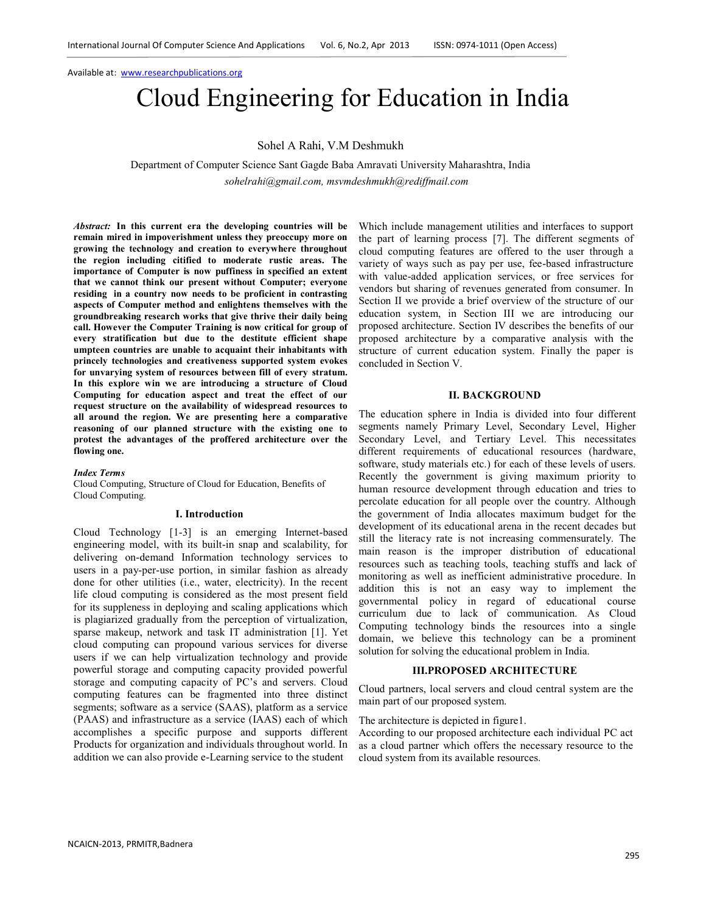Available at: www.researchpublications.org

# Cloud Engineering for Education in India

Sohel A Rahi, V.M Deshmukh

Department of Computer Science Sant Gagde Baba Amravati University Maharashtra, India

*sohelrahi@gmail.com, msvmdeshmukh@rediffmail.com*

***Abstract:*** **In this current era the developing countries will be remain mired in impoverishment unless they preoccupy more on growing the technology and creation to everywhere throughout the region including citified to moderate rustic areas. The importance of Computer is now puffiness in specified an extent that we cannot think our present without Computer; everyone residing in a country now needs to be proficient in contrasting aspects of Computer method and enlightens themselves with the groundbreaking research works that give thrive their daily being call. However the Computer Training is now critical for group of every stratification but due to the destitute efficient shape umpteen countries are unable to acquaint their inhabitants with princely technologies and creativeness supported system evokes for unvarying system of resources between fill of every stratum. In this explore win we are introducing a structure of Cloud Computing for education aspect and treat the effect of our request structure on the availability of widespread resources to all around the region. We are presenting here a comparative reasoning of our planned structure with the existing one to protest the advantages of the proffered architecture over the flowing one.**

***Index Terms***

Cloud Computing, Structure of Cloud for Education, Benefits of Cloud Computing.

## I. Introduction

Cloud Technology [1-3] is an emerging Internet-based engineering model, with its built-in snap and scalability, for delivering on-demand Information technology services to users in a pay-per-use portion, in similar fashion as already done for other utilities (i.e., water, electricity). In the recent life cloud computing is considered as the most present field for its suppleness in deploying and scaling applications which is plagiarized gradually from the perception of virtualization, sparse makeup, network and task IT administration [1]. Yet cloud computing can propound various services for diverse users if we can help virtualization technology and provide powerful storage and computing capacity provided powerful storage and computing capacity of PC's and servers. Cloud computing features can be fragmented into three distinct segments; software as a service (SAAS), platform as a service (PAAS) and infrastructure as a service (IAAS) each of which accomplishes a specific purpose and supports different Products for organization and individuals throughout world. In addition we can also provide e-Learning service to the student Which include management utilities and interfaces to support the part of learning process [7]. The different segments of cloud computing features are offered to the user through a variety of ways such as pay per use, fee-based infrastructure with value-added application services, or free services for vendors but sharing of revenues generated from consumer. In Section II we provide a brief overview of the structure of our education system, in Section III we are introducing our proposed architecture. Section IV describes the benefits of our proposed architecture by a comparative analysis with the structure of current education system. Finally the paper is concluded in Section V.

## II. BACKGROUND

The education sphere in India is divided into four different segments namely Primary Level, Secondary Level, Higher Secondary Level, and Tertiary Level. This necessitates different requirements of educational resources (hardware, software, study materials etc.) for each of these levels of users. Recently the government is giving maximum priority to human resource development through education and tries to percolate education for all people over the country. Although the government of India allocates maximum budget for the development of its educational arena in the recent decades but still the literacy rate is not increasing commensurately. The main reason is the improper distribution of educational resources such as teaching tools, teaching stuffs and lack of monitoring as well as inefficient administrative procedure. In addition this is not an easy way to implement the governmental policy in regard of educational course curriculum due to lack of communication. As Cloud Computing technology binds the resources into a single domain, we believe this technology can be a prominent solution for solving the educational problem in India.

## III.PROPOSED ARCHITECTURE

Cloud partners, local servers and cloud central system are the main part of our proposed system.

The architecture is depicted in figure1.

According to our proposed architecture each individual PC act as a cloud partner which offers the necessary resource to the cloud system from its available resources.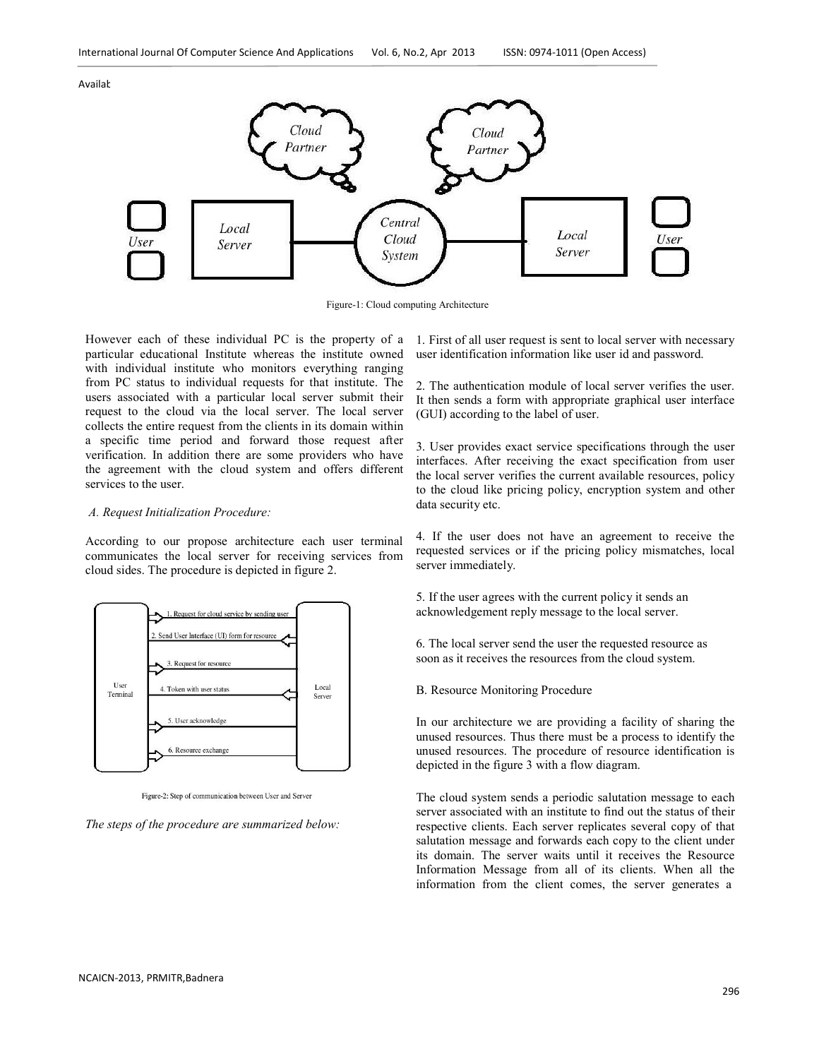Figure-1: Cloud computing Architecture

However each of these individual PC is the property of a particular educational Institute whereas the institute owned with individual institute who monitors everything ranging from PC status to individual requests for that institute. The users associated with a particular local server submit their request to the cloud via the local server. The local server collects the entire request from the clients in its domain within a specific time period and forward those request after verification. In addition there are some providers who have the agreement with the cloud system and offers different services to the user.

### *A. Request Initialization Procedure:*

According to our propose architecture each user terminal communicates the local server for receiving services from cloud sides. The procedure is depicted in figure 2.

Figure-2: Step of communication between User and Server

*The steps of the procedure are summarized below:*

1. First of all user request is sent to local server with necessary user identification information like user id and password.

2. The authentication module of local server verifies the user. It then sends a form with appropriate graphical user interface (GUI) according to the label of user.

3. User provides exact service specifications through the user interfaces. After receiving the exact specification from user the local server verifies the current available resources, policy to the cloud like pricing policy, encryption system and other data security etc.

4. If the user does not have an agreement to receive the requested services or if the pricing policy mismatches, local server immediately.

5. If the user agrees with the current policy it sends an acknowledgement reply message to the local server.

6. The local server send the user the requested resource as soon as it receives the resources from the cloud system.

### B. Resource Monitoring Procedure

In our architecture we are providing a facility of sharing the unused resources. Thus there must be a process to identify the unused resources. The procedure of resource identification is depicted in the figure 3 with a flow diagram.

The cloud system sends a periodic salutation message to each server associated with an institute to find out the status of their respective clients. Each server replicates several copy of that salutation message and forwards each copy to the client under its domain. The server waits until it receives the Resource Information Message from all of its clients. When all the information from the client comes, the server generates a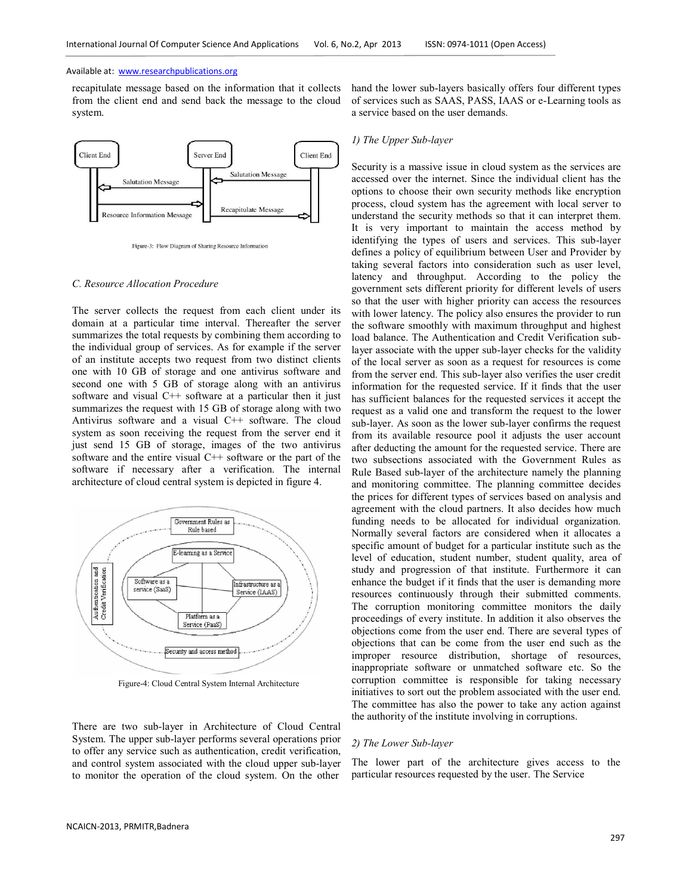recapitulate message based on the information that it collects from the client end and send back the message to the cloud system.

Figure-3: Flow Diagram of Sharing Resource Information

### C. Resource Allocation Procedure

The server collects the request from each client under its domain at a particular time interval. Thereafter the server summarizes the total requests by combining them according to the individual group of services. As for example if the server of an institute accepts two request from two distinct clients one with 10 GB of storage and one antivirus software and second one with 5 GB of storage along with an antivirus software and visual C++ software at a particular then it just summarizes the request with 15 GB of storage along with two Antivirus software and a visual C++ software. The cloud system as soon receiving the request from the server end it just send 15 GB of storage, images of the two antivirus software and the entire visual C++ software or the part of the software if necessary after a verification. The internal architecture of cloud central system is depicted in figure 4.

Figure-4: Cloud Central System Internal Architecture

There are two sub-layer in Architecture of Cloud Central System. The upper sub-layer performs several operations prior to offer any service such as authentication, credit verification, and control system associated with the cloud upper sub-layer to monitor the operation of the cloud system. On the other hand the lower sub-layers basically offers four different types of services such as SAAS, PASS, IAAS or e-Learning tools as a service based on the user demands.

#### 1) The Upper Sub-layer

Security is a massive issue in cloud system as the services are accessed over the internet. Since the individual client has the options to choose their own security methods like encryption process, cloud system has the agreement with local server to understand the security methods so that it can interpret them. It is very important to maintain the access method by identifying the types of users and services. This sub-layer defines a policy of equilibrium between User and Provider by taking several factors into consideration such as user level, latency and throughput. According to the policy the government sets different priority for different levels of users so that the user with higher priority can access the resources with lower latency. The policy also ensures the provider to run the software smoothly with maximum throughput and highest load balance. The Authentication and Credit Verification sub-layer associate with the upper sub-layer checks for the validity of the local server as soon as a request for resources is come from the server end. This sub-layer also verifies the user credit information for the requested service. If it finds that the user has sufficient balances for the requested services it accept the request as a valid one and transform the request to the lower sub-layer. As soon as the lower sub-layer confirms the request from its available resource pool it adjusts the user account after deducting the amount for the requested service. There are two subsections associated with the Government Rules as Rule Based sub-layer of the architecture namely the planning and monitoring committee. The planning committee decides the prices for different types of services based on analysis and agreement with the cloud partners. It also decides how much funding needs to be allocated for individual organization. Normally several factors are considered when it allocates a specific amount of budget for a particular institute such as the level of education, student number, student quality, area of study and progression of that institute. Furthermore it can enhance the budget if it finds that the user is demanding more resources continuously through their submitted comments. The corruption monitoring committee monitors the daily proceedings of every institute. In addition it also observes the objections come from the user end. There are several types of objections that can be come from the user end such as the improper resource distribution, shortage of resources, inappropriate software or unmatched software etc. So the corruption committee is responsible for taking necessary initiatives to sort out the problem associated with the user end. The committee has also the power to take any action against the authority of the institute involving in corruptions.

#### 2) The Lower Sub-layer

The lower part of the architecture gives access to the particular resources requested by the user. The Service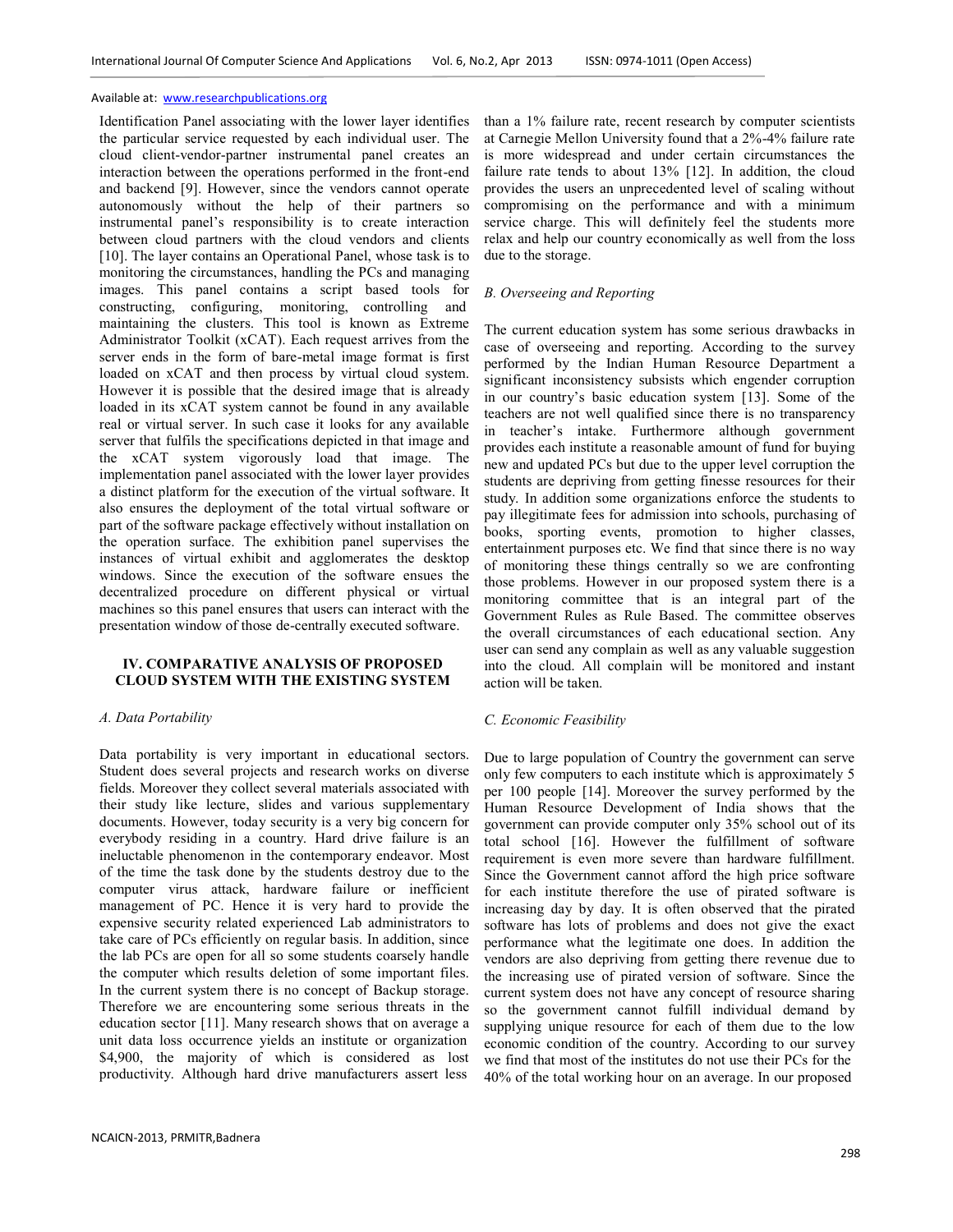Identification Panel associating with the lower layer identifies the particular service requested by each individual user. The cloud client-vendor-partner instrumental panel creates an interaction between the operations performed in the front-end and backend [9]. However, since the vendors cannot operate autonomously without the help of their partners so instrumental panel's responsibility is to create interaction between cloud partners with the cloud vendors and clients [10]. The layer contains an Operational Panel, whose task is to monitoring the circumstances, handling the PCs and managing images. This panel contains a script based tools for constructing, configuring, monitoring, controlling and maintaining the clusters. This tool is known as Extreme Administrator Toolkit (xCAT). Each request arrives from the server ends in the form of bare-metal image format is first loaded on xCAT and then process by virtual cloud system. However it is possible that the desired image that is already loaded in its xCAT system cannot be found in any available real or virtual server. In such case it looks for any available server that fulfils the specifications depicted in that image and the xCAT system vigorously load that image. The implementation panel associated with the lower layer provides a distinct platform for the execution of the virtual software. It also ensures the deployment of the total virtual software or part of the software package effectively without installation on the operation surface. The exhibition panel supervises the instances of virtual exhibit and agglomerates the desktop windows. Since the execution of the software ensues the decentralized procedure on different physical or virtual machines so this panel ensures that users can interact with the presentation window of those de-centrally executed software.

## IV. COMPARATIVE ANALYSIS OF PROPOSED CLOUD SYSTEM WITH THE EXISTING SYSTEM

### *A. Data Portability*

Data portability is very important in educational sectors. Student does several projects and research works on diverse fields. Moreover they collect several materials associated with their study like lecture, slides and various supplementary documents. However, today security is a very big concern for everybody residing in a country. Hard drive failure is an ineluctable phenomenon in the contemporary endeavor. Most of the time the task done by the students destroy due to the computer virus attack, hardware failure or inefficient management of PC. Hence it is very hard to provide the expensive security related experienced Lab administrators to take care of PCs efficiently on regular basis. In addition, since the lab PCs are open for all so some students coarsely handle the computer which results deletion of some important files. In the current system there is no concept of Backup storage. Therefore we are encountering some serious threats in the education sector [11]. Many research shows that on average a unit data loss occurrence yields an institute or organization \$4,900, the majority of which is considered as lost productivity. Although hard drive manufacturers assert less than a 1% failure rate, recent research by computer scientists at Carnegie Mellon University found that a 2%-4% failure rate is more widespread and under certain circumstances the failure rate tends to about 13% [12]. In addition, the cloud provides the users an unprecedented level of scaling without compromising on the performance and with a minimum service charge. This will definitely feel the students more relax and help our country economically as well from the loss due to the storage.

### *B. Overseeing and Reporting*

The current education system has some serious drawbacks in case of overseeing and reporting. According to the survey performed by the Indian Human Resource Department a significant inconsistency subsists which engender corruption in our country's basic education system [13]. Some of the teachers are not well qualified since there is no transparency in teacher's intake. Furthermore although government provides each institute a reasonable amount of fund for buying new and updated PCs but due to the upper level corruption the students are depriving from getting finesse resources for their study. In addition some organizations enforce the students to pay illegitimate fees for admission into schools, purchasing of books, sporting events, promotion to higher classes, entertainment purposes etc. We find that since there is no way of monitoring these things centrally so we are confronting those problems. However in our proposed system there is a monitoring committee that is an integral part of the Government Rules as Rule Based. The committee observes the overall circumstances of each educational section. Any user can send any complain as well as any valuable suggestion into the cloud. All complain will be monitored and instant action will be taken.

### *C. Economic Feasibility*

Due to large population of Country the government can serve only few computers to each institute which is approximately 5 per 100 people [14]. Moreover the survey performed by the Human Resource Development of India shows that the government can provide computer only 35% school out of its total school [16]. However the fulfillment of software requirement is even more severe than hardware fulfillment. Since the Government cannot afford the high price software for each institute therefore the use of pirated software is increasing day by day. It is often observed that the pirated software has lots of problems and does not give the exact performance what the legitimate one does. In addition the vendors are also depriving from getting there revenue due to the increasing use of pirated version of software. Since the current system does not have any concept of resource sharing so the government cannot fulfill individual demand by supplying unique resource for each of them due to the low economic condition of the country. According to our survey we find that most of the institutes do not use their PCs for the 40% of the total working hour on an average. In our proposed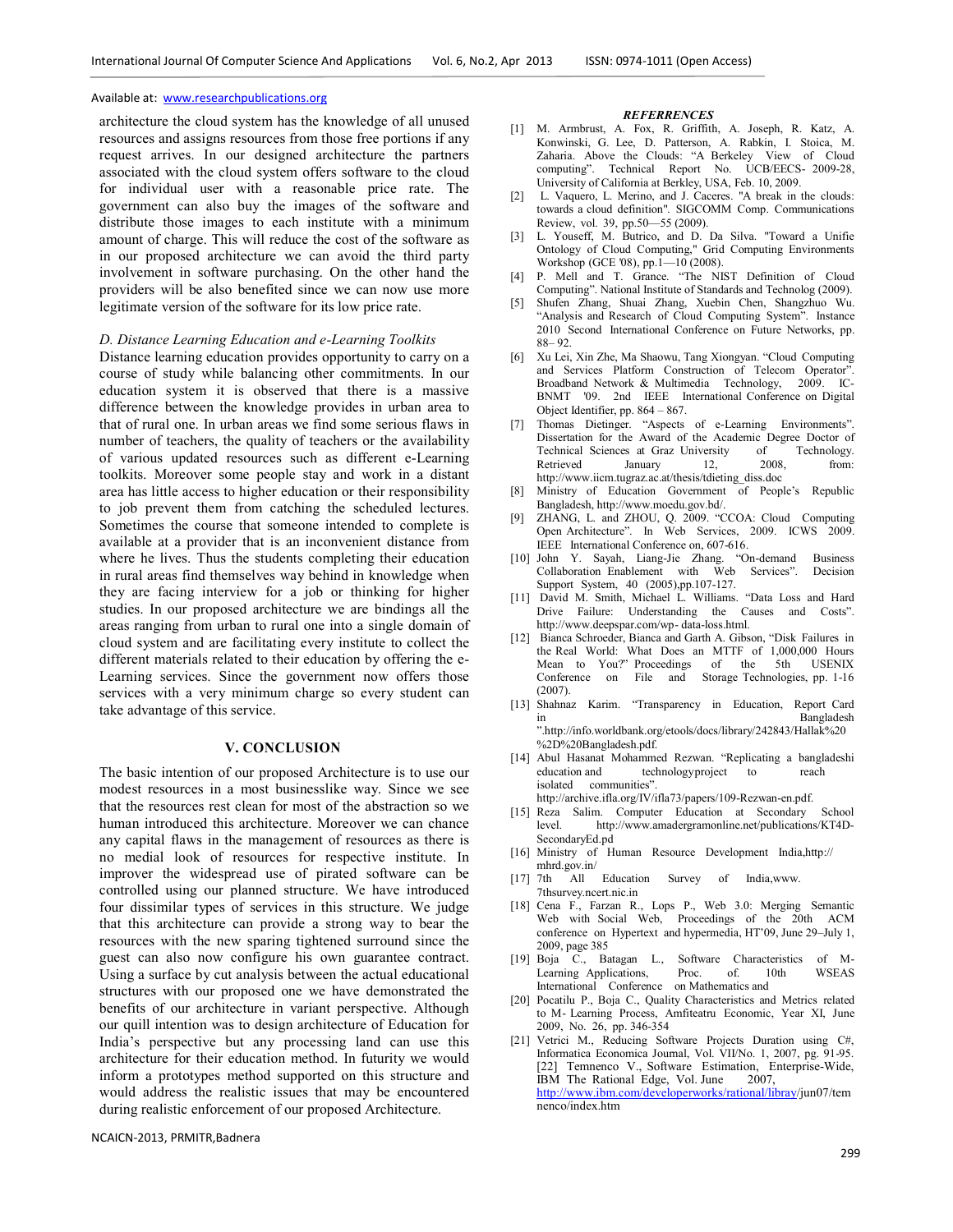architecture the cloud system has the knowledge of all unused resources and assigns resources from those free portions if any request arrives. In our designed architecture the partners associated with the cloud system offers software to the cloud for individual user with a reasonable price rate. The government can also buy the images of the software and distribute those images to each institute with a minimum amount of charge. This will reduce the cost of the software as in our proposed architecture we can avoid the third party involvement in software purchasing. On the other hand the providers will be also benefited since we can now use more legitimate version of the software for its low price rate.

### *D. Distance Learning Education and e-Learning Toolkits*

Distance learning education provides opportunity to carry on a course of study while balancing other commitments. In our education system it is observed that there is a massive difference between the knowledge provides in urban area to that of rural one. In urban areas we find some serious flaws in number of teachers, the quality of teachers or the availability of various updated resources such as different e-Learning toolkits. Moreover some people stay and work in a distant area has little access to higher education or their responsibility to job prevent them from catching the scheduled lectures. Sometimes the course that someone intended to complete is available at a provider that is an inconvenient distance from where he lives. Thus the students completing their education in rural areas find themselves way behind in knowledge when they are facing interview for a job or thinking for higher studies. In our proposed architecture we are bindings all the areas ranging from urban to rural one into a single domain of cloud system and are facilitating every institute to collect the different materials related to their education by offering the e-Learning services. Since the government now offers those services with a very minimum charge so every student can take advantage of this service.

## V. CONCLUSION

The basic intention of our proposed Architecture is to use our modest resources in a most businesslike way. Since we see that the resources rest clean for most of the abstraction so we human introduced this architecture. Moreover we can chance any capital flaws in the management of resources as there is no medial look of resources for respective institute. In improver the widespread use of pirated software can be controlled using our planned structure. We have introduced four dissimilar types of services in this structure. We judge that this architecture can provide a strong way to bear the resources with the new sparing tightened surround since the guest can also now configure his own guarantee contract. Using a surface by cut analysis between the actual educational structures with our proposed one we have demonstrated the benefits of our architecture in variant perspective. Although our quill intention was to design architecture of Education for India's perspective but any processing land can use this architecture for their education method. In futurity we would inform a prototypes method supported on this structure and would address the realistic issues that may be encountered during realistic enforcement of our proposed Architecture.

## *REFERRENCES*

[1] M. Armbrust, A. Fox, R. Griffith, A. Joseph, R. Katz, A. Konwinski, G. Lee, D. Patterson, A. Rabkin, I. Stoica, M. Zaharia. Above the Clouds: "A Berkeley View of Cloud computing". Technical Report No. UCB/EECS- 2009-28, University of California at Berkley, USA, Feb. 10, 2009.

[2] L. Vaquero, L. Merino, and J. Caceres. "A break in the clouds: towards a cloud definition". SIGCOMM Comp. Communications Review, vol. 39, pp.50—55 (2009).

[3] L. Youseff, M. Butrico, and D. Da Silva. "Toward a Unifie Ontology of Cloud Computing," Grid Computing Environments Workshop (GCE '08), pp.1—10 (2008).

[4] P. Mell and T. Grance. "The NIST Definition of Cloud Computing". National Institute of Standards and Technolog (2009).

[5] Shufen Zhang, Shuai Zhang, Xuebin Chen, Shangzhuo Wu. "Analysis and Research of Cloud Computing System". Instance 2010 Second International Conference on Future Networks, pp. 88– 92.

[6] Xu Lei, Xin Zhe, Ma Shaowu, Tang Xiongyan. "Cloud Computing and Services Platform Construction of Telecom Operator". Broadband Network & Multimedia Technology, 2009. IC-BNMT '09. 2nd IEEE International Conference on Digital Object Identifier, pp. 864 – 867.

[7] Thomas Dietinger. "Aspects of e-Learning Environments". Dissertation for the Award of the Academic Degree Doctor of Technical Sciences at Graz University of Technology. Retrieved January 12, 2008, from: http://www.iicm.tugraz.ac.at/thesis/tdieting_diss.doc

[8] Ministry of Education Government of People's Republic Bangladesh, http://www.moedu.gov.bd/.

[9] ZHANG, L. and ZHOU, Q. 2009. "CCOA: Cloud Computing Open Architecture". In Web Services, 2009. ICWS 2009. IEEE International Conference on, 607-616.

[10] John Y. Sayah, Liang-Jie Zhang. "On-demand Business Collaboration Enablement with Web Services". Decision Support System, 40 (2005),pp.107-127.

[11] David M. Smith, Michael L. Williams. "Data Loss and Hard Drive Failure: Understanding the Causes and Costs". http://www.deepspar.com/wp- data-loss.html.

[12] Bianca Schroeder, Bianca and Garth A. Gibson, "Disk Failures in the Real World: What Does an MTTF of 1,000,000 Hours Mean to You?" Proceedings of the 5th USENIX Conference on File and Storage Technologies, pp. 1-16 (2007).

[13] Shahnaz Karim. "Transparency in Education, Report Card in Bangladesh ".http://info.worldbank.org/etools/docs/library/242843/Hallak%20%2D%20Bangladesh.pdf.

[14] Abul Hasanat Mohammed Rezwan. "Replicating a bangladeshi education and technologyproject to reach isolated communities". http://archive.ifla.org/IV/ifla73/papers/109-Rezwan-en.pdf.

[15] Reza Salim. Computer Education at Secondary School level. http://www.amadergramonline.net/publications/KT4D-SecondaryEd.pd

[16] Ministry of Human Resource Development India,http:// mhrd.gov.in/

[17] 7th All Education Survey of India,www. 7thsurvey.ncert.nic.in

[18] Cena F., Farzan R., Lops P., Web 3.0: Merging Semantic Web with Social Web, Proceedings of the 20th ACM conference on Hypertext and hypermedia, HT'09, June 29–July 1, 2009, page 385

[19] Boja C., Batagan L., Software Characteristics of M-Learning Applications, Proc. of. 10th WSEAS International Conference on Mathematics and

[20] Pocatilu P., Boja C., Quality Characteristics and Metrics related to M- Learning Process, Amfiteatru Economic, Year XI, June 2009, No. 26, pp. 346-354

[21] Vetrici M., Reducing Software Projects Duration using C#, Informatica Economica Journal, Vol. VII/No. 1, 2007, pg. 91-95. [22] Temnenco V., Software Estimation, Enterprise-Wide, IBM The Rational Edge, Vol. June 2007, http://www.ibm.com/developerworks/rational/library/jun07/temnenco/index.htm